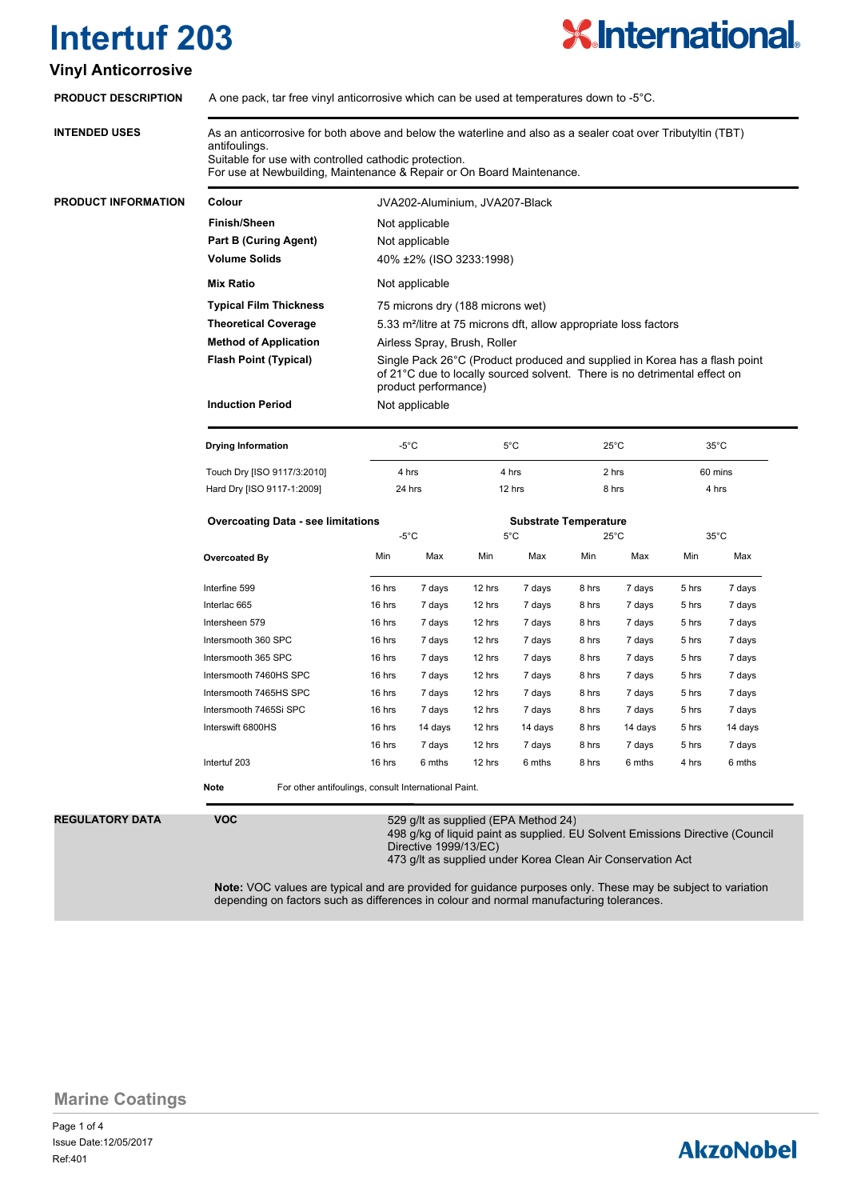# Intertuf 203

## Vinyl Anticorrosive

**PRODUCT DESCRIPTION**

A one pack, tar free vinyl anticorrosive which can be used at temperatures down to -5°C.

**INTENDED USES**

As an anticorrosive for both above and below the waterline and also as a sealer coat over Tributyltin (TBT) antifoulings.
Suitable for use with controlled cathodic protection.
For use at Newbuilding, Maintenance & Repair or On Board Maintenance.

**PRODUCT INFORMATION**

| | |
|---|---|
| **Colour** | JVA202-Aluminium, JVA207-Black |
| **Finish/Sheen** | Not applicable |
| **Part B (Curing Agent)** | Not applicable |
| **Volume Solids** | 40% ±2% (ISO 3233:1998) |
| **Mix Ratio** | Not applicable |
| **Typical Film Thickness** | 75 microns dry (188 microns wet) |
| **Theoretical Coverage** | 5.33 m²/litre at 75 microns dft, allow appropriate loss factors |
| **Method of Application** | Airless Spray, Brush, Roller |
| **Flash Point (Typical)** | Single Pack 26°C (Product produced and supplied in Korea has a flash point of 21°C due to locally sourced solvent. There is no detrimental effect on product performance) |
| **Induction Period** | Not applicable |

| **Drying Information** | -5°C | 5°C | 25°C | 35°C |
|---|---|---|---|---|
| Touch Dry [ISO 9117/3:2010] | 4 hrs | 4 hrs | 2 hrs | 60 mins |
| Hard Dry [ISO 9117-1:2009] | 24 hrs | 12 hrs | 8 hrs | 4 hrs |

**Overcoating Data - see limitations**

| | Substrate Temperature | | | | | | | |
|---|---|---|---|---|---|---|---|---|
| | -5°C | | 5°C | | 25°C | | 35°C | |
| **Overcoated By** | Min | Max | Min | Max | Min | Max | Min | Max |
| Interfine 599 | 16 hrs | 7 days | 12 hrs | 7 days | 8 hrs | 7 days | 5 hrs | 7 days |
| Interlac 665 | 16 hrs | 7 days | 12 hrs | 7 days | 8 hrs | 7 days | 5 hrs | 7 days |
| Intersheen 579 | 16 hrs | 7 days | 12 hrs | 7 days | 8 hrs | 7 days | 5 hrs | 7 days |
| Intersmooth 360 SPC | 16 hrs | 7 days | 12 hrs | 7 days | 8 hrs | 7 days | 5 hrs | 7 days |
| Intersmooth 365 SPC | 16 hrs | 7 days | 12 hrs | 7 days | 8 hrs | 7 days | 5 hrs | 7 days |
| Intersmooth 7460HS SPC | 16 hrs | 7 days | 12 hrs | 7 days | 8 hrs | 7 days | 5 hrs | 7 days |
| Intersmooth 7465HS SPC | 16 hrs | 7 days | 12 hrs | 7 days | 8 hrs | 7 days | 5 hrs | 7 days |
| Intersmooth 7465Si SPC | 16 hrs | 7 days | 12 hrs | 7 days | 8 hrs | 7 days | 5 hrs | 7 days |
| Interswift 6800HS | 16 hrs | 14 days | 12 hrs | 14 days | 8 hrs | 14 days | 5 hrs | 14 days |
| | 16 hrs | 7 days | 12 hrs | 7 days | 8 hrs | 7 days | 5 hrs | 7 days |
| Intertuf 203 | 16 hrs | 6 mths | 12 hrs | 6 mths | 8 hrs | 6 mths | 4 hrs | 6 mths |

**Note** For other antifoulings, consult International Paint.

**REGULATORY DATA**

**VOC**

529 g/lt as supplied (EPA Method 24)
498 g/kg of liquid paint as supplied. EU Solvent Emissions Directive (Council Directive 1999/13/EC)
473 g/lt as supplied under Korea Clean Air Conservation Act

**Note:** VOC values are typical and are provided for guidance purposes only. These may be subject to variation depending on factors such as differences in colour and normal manufacturing tolerances.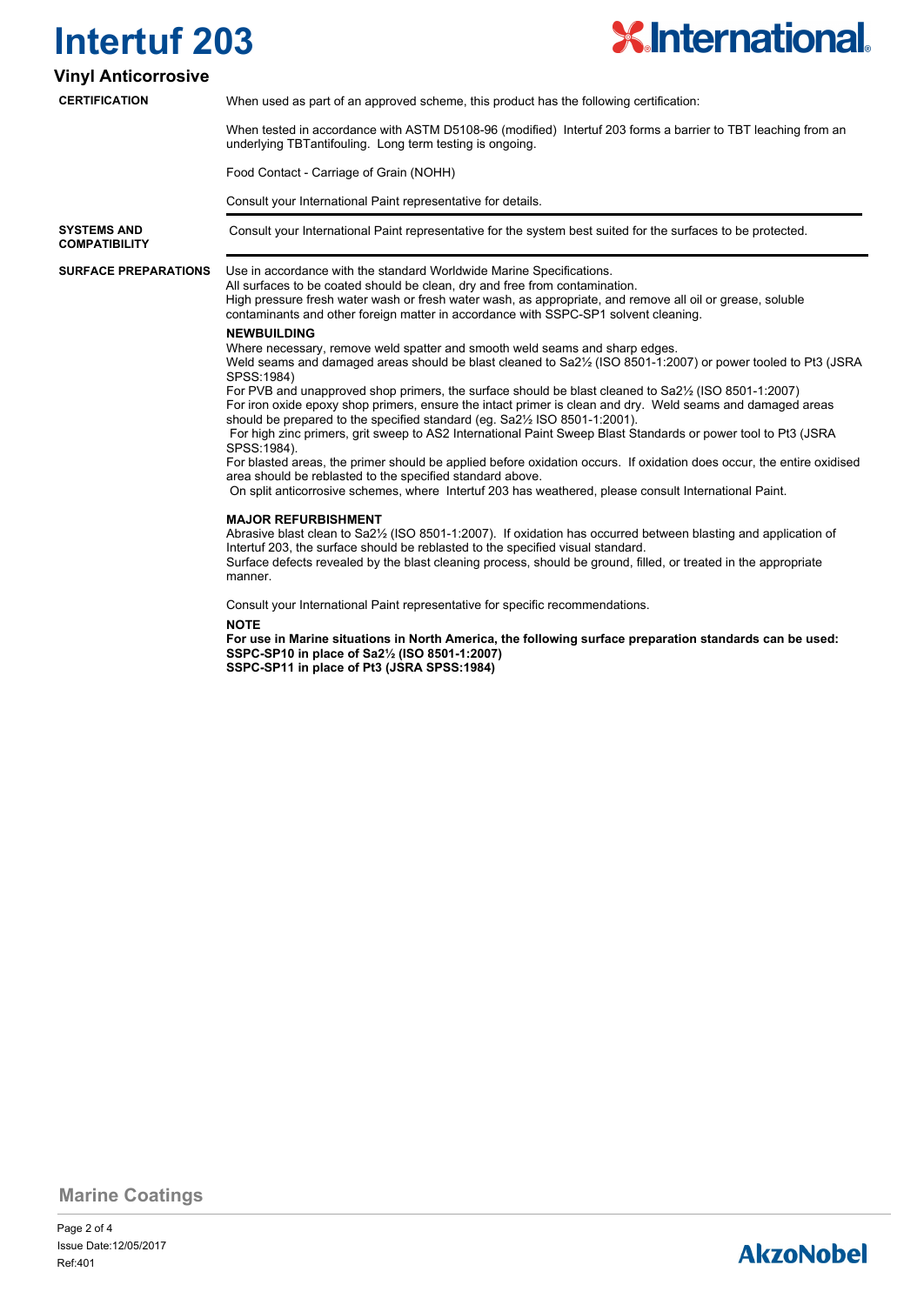# Intertuf 203

## Vinyl Anticorrosive

**CERTIFICATION**

When used as part of an approved scheme, this product has the following certification:

When tested in accordance with ASTM D5108-96 (modified) Intertuf 203 forms a barrier to TBT leaching from an underlying TBTantifouling. Long term testing is ongoing.

Food Contact - Carriage of Grain (NOHH)

Consult your International Paint representative for details.

**SYSTEMS AND COMPATIBILITY**

Consult your International Paint representative for the system best suited for the surfaces to be protected.

**SURFACE PREPARATIONS**

Use in accordance with the standard Worldwide Marine Specifications.
All surfaces to be coated should be clean, dry and free from contamination.
High pressure fresh water wash or fresh water wash, as appropriate, and remove all oil or grease, soluble contaminants and other foreign matter in accordance with SSPC-SP1 solvent cleaning.

**NEWBUILDING**

Where necessary, remove weld spatter and smooth weld seams and sharp edges.
Weld seams and damaged areas should be blast cleaned to Sa2½ (ISO 8501-1:2007) or power tooled to Pt3 (JSRA SPSS:1984)
For PVB and unapproved shop primers, the surface should be blast cleaned to Sa2½ (ISO 8501-1:2007)
For iron oxide epoxy shop primers, ensure the intact primer is clean and dry. Weld seams and damaged areas should be prepared to the specified standard (eg. Sa2½ ISO 8501-1:2001).
For high zinc primers, grit sweep to AS2 International Paint Sweep Blast Standards or power tool to Pt3 (JSRA SPSS:1984).
For blasted areas, the primer should be applied before oxidation occurs. If oxidation does occur, the entire oxidised area should be reblasted to the specified standard above.
On split anticorrosive schemes, where Intertuf 203 has weathered, please consult International Paint.

**MAJOR REFURBISHMENT**

Abrasive blast clean to Sa2½ (ISO 8501-1:2007). If oxidation has occurred between blasting and application of Intertuf 203, the surface should be reblasted to the specified visual standard.
Surface defects revealed by the blast cleaning process, should be ground, filled, or treated in the appropriate manner.

Consult your International Paint representative for specific recommendations.

**NOTE**

**For use in Marine situations in North America, the following surface preparation standards can be used:**
**SSPC-SP10 in place of Sa2½ (ISO 8501-1:2007)**
**SSPC-SP11 in place of Pt3 (JSRA SPSS:1984)**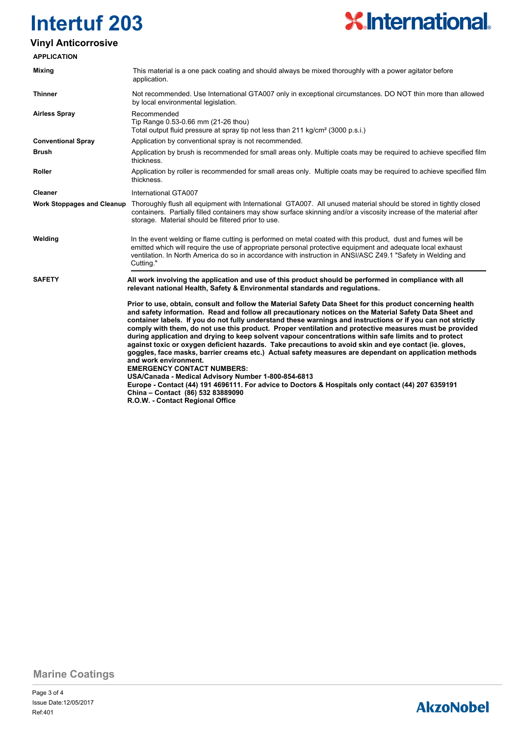# Intertuf 203

## Vinyl Anticorrosive

### APPLICATION

| | |
|---|---|
| **Mixing** | This material is a one pack coating and should always be mixed thoroughly with a power agitator before application. |
| **Thinner** | Not recommended. Use International GTA007 only in exceptional circumstances. DO NOT thin more than allowed by local environmental legislation. |
| **Airless Spray** | Recommended<br>Tip Range 0.53-0.66 mm (21-26 thou)<br>Total output fluid pressure at spray tip not less than 211 kg/cm² (3000 p.s.i.) |
| **Conventional Spray** | Application by conventional spray is not recommended. |
| **Brush** | Application by brush is recommended for small areas only. Multiple coats may be required to achieve specified film thickness. |
| **Roller** | Application by roller is recommended for small areas only. Multiple coats may be required to achieve specified film thickness. |
| **Cleaner** | International GTA007 |
| **Work Stoppages and Cleanup** | Thoroughly flush all equipment with International GTA007. All unused material should be stored in tightly closed containers. Partially filled containers may show surface skinning and/or a viscosity increase of the material after storage. Material should be filtered prior to use. |
| **Welding** | In the event welding or flame cutting is performed on metal coated with this product, dust and fumes will be emitted which will require the use of appropriate personal protective equipment and adequate local exhaust ventilation. In North America do so in accordance with instruction in ANSI/ASC Z49.1 "Safety in Welding and Cutting." |

### SAFETY

**All work involving the application and use of this product should be performed in compliance with all relevant national Health, Safety & Environmental standards and regulations.**

**Prior to use, obtain, consult and follow the Material Safety Data Sheet for this product concerning health and safety information. Read and follow all precautionary notices on the Material Safety Data Sheet and container labels. If you do not fully understand these warnings and instructions or if you can not strictly comply with them, do not use this product. Proper ventilation and protective measures must be provided during application and drying to keep solvent vapour concentrations within safe limits and to protect against toxic or oxygen deficient hazards. Take precautions to avoid skin and eye contact (ie. gloves, goggles, face masks, barrier creams etc.) Actual safety measures are dependant on application methods and work environment.**
**EMERGENCY CONTACT NUMBERS:**
**USA/Canada - Medical Advisory Number 1-800-854-6813**
**Europe - Contact (44) 191 4696111. For advice to Doctors & Hospitals only contact (44) 207 6359191**
**China – Contact (86) 532 83889090**
**R.O.W. - Contact Regional Office**

Marine Coatings

Issue Date:12/05/2017
Ref:401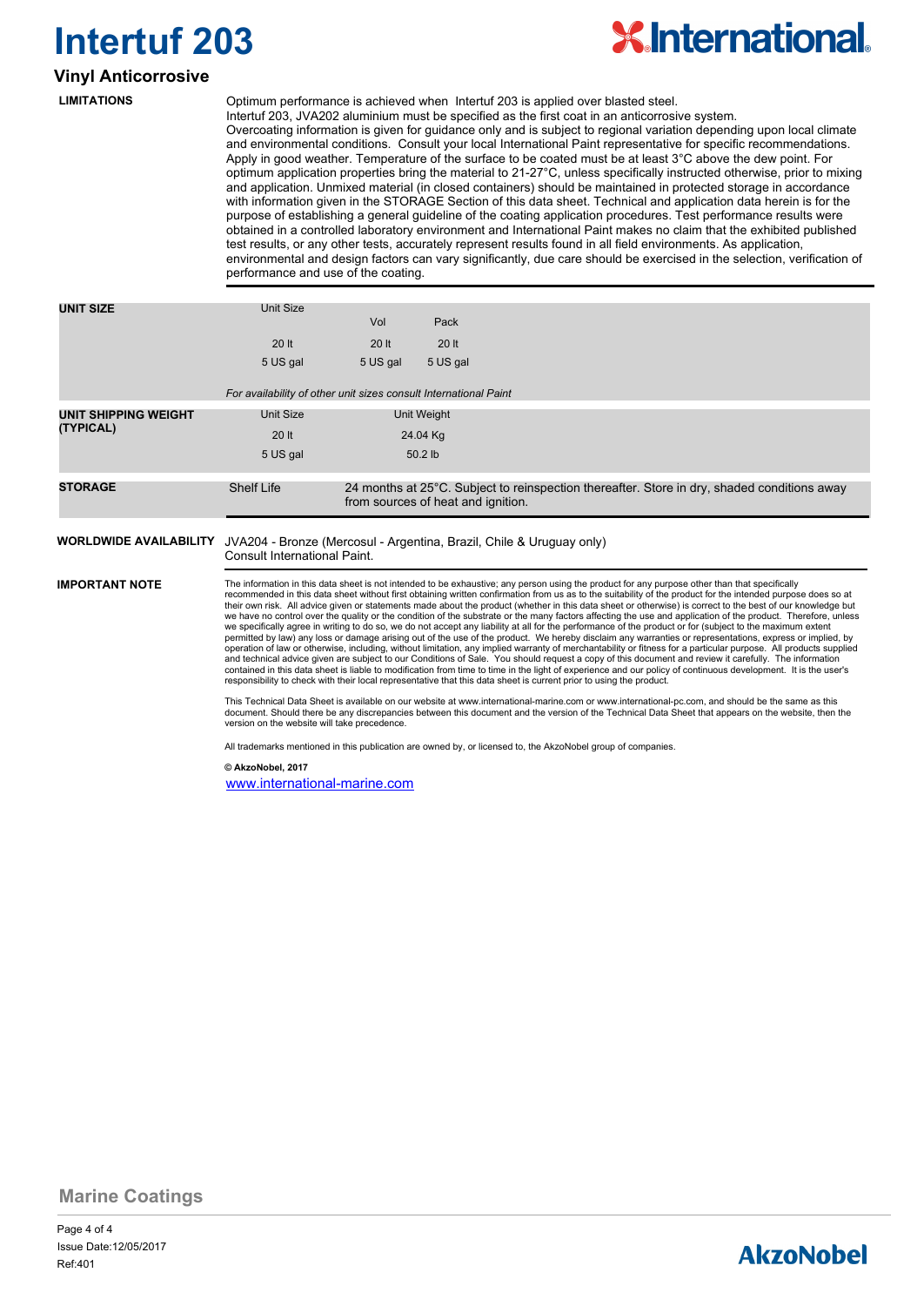# Intertuf 203

## Vinyl Anticorrosive

**LIMITATIONS**

Optimum performance is achieved when Intertuf 203 is applied over blasted steel.
Intertuf 203, JVA202 aluminium must be specified as the first coat in an anticorrosive system.
Overcoating information is given for guidance only and is subject to regional variation depending upon local climate and environmental conditions. Consult your local International Paint representative for specific recommendations. Apply in good weather. Temperature of the surface to be coated must be at least 3°C above the dew point. For optimum application properties bring the material to 21-27°C, unless specifically instructed otherwise, prior to mixing and application. Unmixed material (in closed containers) should be maintained in protected storage in accordance with information given in the STORAGE Section of this data sheet. Technical and application data herein is for the purpose of establishing a general guideline of the coating application procedures. Test performance results were obtained in a controlled laboratory environment and International Paint makes no claim that the exhibited published test results, or any other tests, accurately represent results found in all field environments. As application, environmental and design factors can vary significantly, due care should be exercised in the selection, verification of performance and use of the coating.

**UNIT SIZE**

| Unit Size | Vol | Pack |
|---|---|---|
| 20 lt | 20 lt | 20 lt |
| 5 US gal | 5 US gal | 5 US gal |

*For availability of other unit sizes consult International Paint*

**UNIT SHIPPING WEIGHT (TYPICAL)**

| Unit Size | Unit Weight |
|---|---|
| 20 lt | 24.04 Kg |
| 5 US gal | 50.2 lb |

**STORAGE**

| | |
|---|---|
| Shelf Life | 24 months at 25°C. Subject to reinspection thereafter. Store in dry, shaded conditions away from sources of heat and ignition. |

**WORLDWIDE AVAILABILITY**

JVA204 - Bronze (Mercosul - Argentina, Brazil, Chile & Uruguay only)
Consult International Paint.

**IMPORTANT NOTE**

The information in this data sheet is not intended to be exhaustive; any person using the product for any purpose other than that specifically recommended in this data sheet without first obtaining written confirmation from us as to the suitability of the product for the intended purpose does so at their own risk. All advice given or statements made about the product (whether in this data sheet or otherwise) is correct to the best of our knowledge but we have no control over the quality or the condition of the substrate or the many factors affecting the use and application of the product. Therefore, unless we specifically agree in writing to do so, we do not accept any liability at all for the performance of the product or for (subject to the maximum extent permitted by law) any loss or damage arising out of the use of the product. We hereby disclaim any warranties or representations, express or implied, by operation of law or otherwise, including, without limitation, any implied warranty of merchantability or fitness for a particular purpose. All products supplied and technical advice given are subject to our Conditions of Sale. You should request a copy of this document and review it carefully. The information contained in this data sheet is liable to modification from time to time in the light of experience and our policy of continuous development. It is the user's responsibility to check with their local representative that this data sheet is current prior to using the product.

This Technical Data Sheet is available on our website at www.international-marine.com or www.international-pc.com, and should be the same as this document. Should there be any discrepancies between this document and the version of the Technical Data Sheet that appears on the website, then the version on the website will take precedence.

All trademarks mentioned in this publication are owned by, or licensed to, the AkzoNobel group of companies.

**© AkzoNobel, 2017**

www.international-marine.com

Marine Coatings

Issue Date:12/05/2017
Ref:401